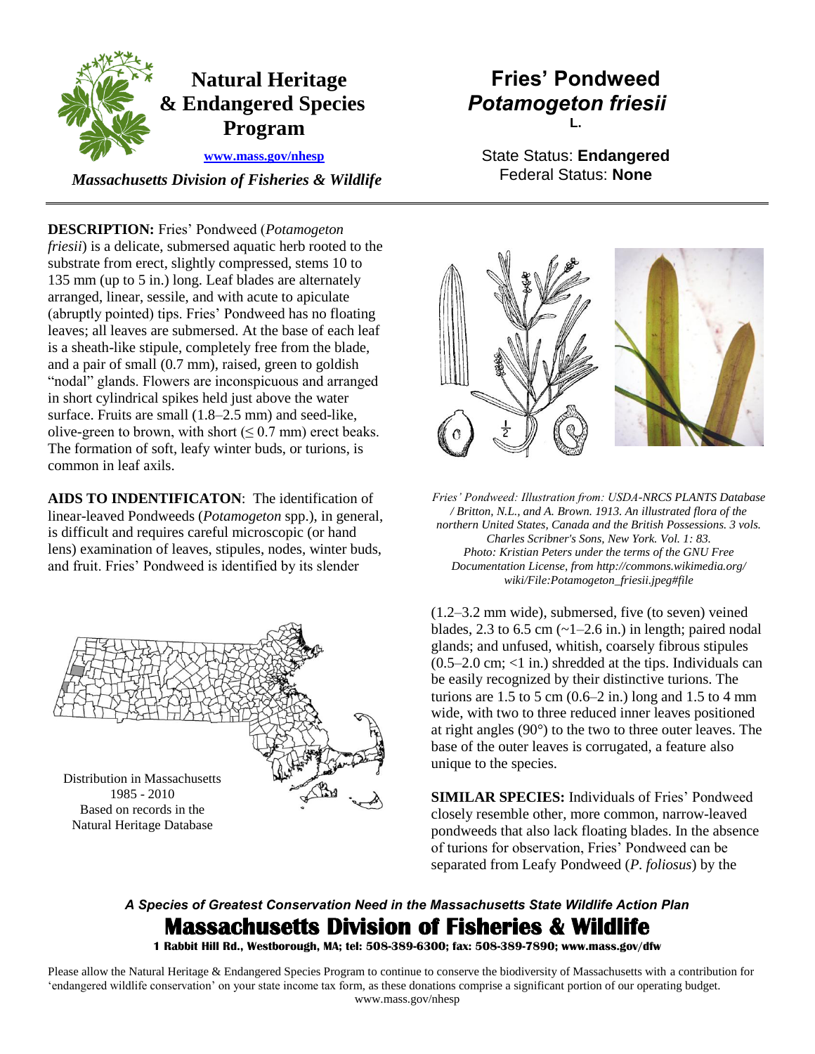# Natural Heritage & Endangered Species Program

www.mass.gov/nhesp

*Massachusetts Division of Fisheries & Wildlife*

# Fries' Pondweed
## *Potamogeton friesii*
L.

State Status: **Endangered**
Federal Status: **None**

**DESCRIPTION:** Fries' Pondweed (*Potamogeton friesii*) is a delicate, submersed aquatic herb rooted to the substrate from erect, slightly compressed, stems 10 to 135 mm (up to 5 in.) long. Leaf blades are alternately arranged, linear, sessile, and with acute to apiculate (abruptly pointed) tips. Fries' Pondweed has no floating leaves; all leaves are submersed. At the base of each leaf is a sheath-like stipule, completely free from the blade, and a pair of small (0.7 mm), raised, green to goldish "nodal" glands. Flowers are inconspicuous and arranged in short cylindrical spikes held just above the water surface. Fruits are small (1.8–2.5 mm) and seed-like, olive-green to brown, with short (≤ 0.7 mm) erect beaks. The formation of soft, leafy winter buds, or turions, is common in leaf axils.

**AIDS TO INDENTIFICATON**: The identification of linear-leaved Pondweeds (*Potamogeton* spp.), in general, is difficult and requires careful microscopic (or hand lens) examination of leaves, stipules, nodes, winter buds, and fruit. Fries' Pondweed is identified by its slender (1.2–3.2 mm wide), submersed, five (to seven) veined blades, 2.3 to 6.5 cm (~1–2.6 in.) in length; paired nodal glands; and unfused, whitish, coarsely fibrous stipules (0.5–2.0 cm; <1 in.) shredded at the tips. Individuals can be easily recognized by their distinctive turions. The turions are 1.5 to 5 cm (0.6–2 in.) long and 1.5 to 4 mm wide, with two to three reduced inner leaves positioned at right angles (90°) to the two to three outer leaves. The base of the outer leaves is corrugated, a feature also unique to the species.

*Fries' Pondweed: Illustration from: USDA-NRCS PLANTS Database / Britton, N.L., and A. Brown. 1913. An illustrated flora of the northern United States, Canada and the British Possessions. 3 vols. Charles Scribner's Sons, New York. Vol. 1: 83. Photo: Kristian Peters under the terms of the GNU Free Documentation License, from http://commons.wikimedia.org/ wiki/File:Potamogeton_friesii.jpeg#file*

Distribution in Massachusetts
1985 - 2010
Based on records in the
Natural Heritage Database

**SIMILAR SPECIES:** Individuals of Fries' Pondweed closely resemble other, more common, narrow-leaved pondweeds that also lack floating blades. In the absence of turions for observation, Fries' Pondweed can be separated from Leafy Pondweed (*P. foliosus*) by the

*A Species of Greatest Conservation Need in the Massachusetts State Wildlife Action Plan*

**Massachusetts Division of Fisheries & Wildlife**

**1 Rabbit Hill Rd., Westborough, MA; tel: 508-389-6300; fax: 508-389-7890; www.mass.gov/dfw**

Please allow the Natural Heritage & Endangered Species Program to continue to conserve the biodiversity of Massachusetts with a contribution for 'endangered wildlife conservation' on your state income tax form, as these donations comprise a significant portion of our operating budget. www.mass.gov/nhesp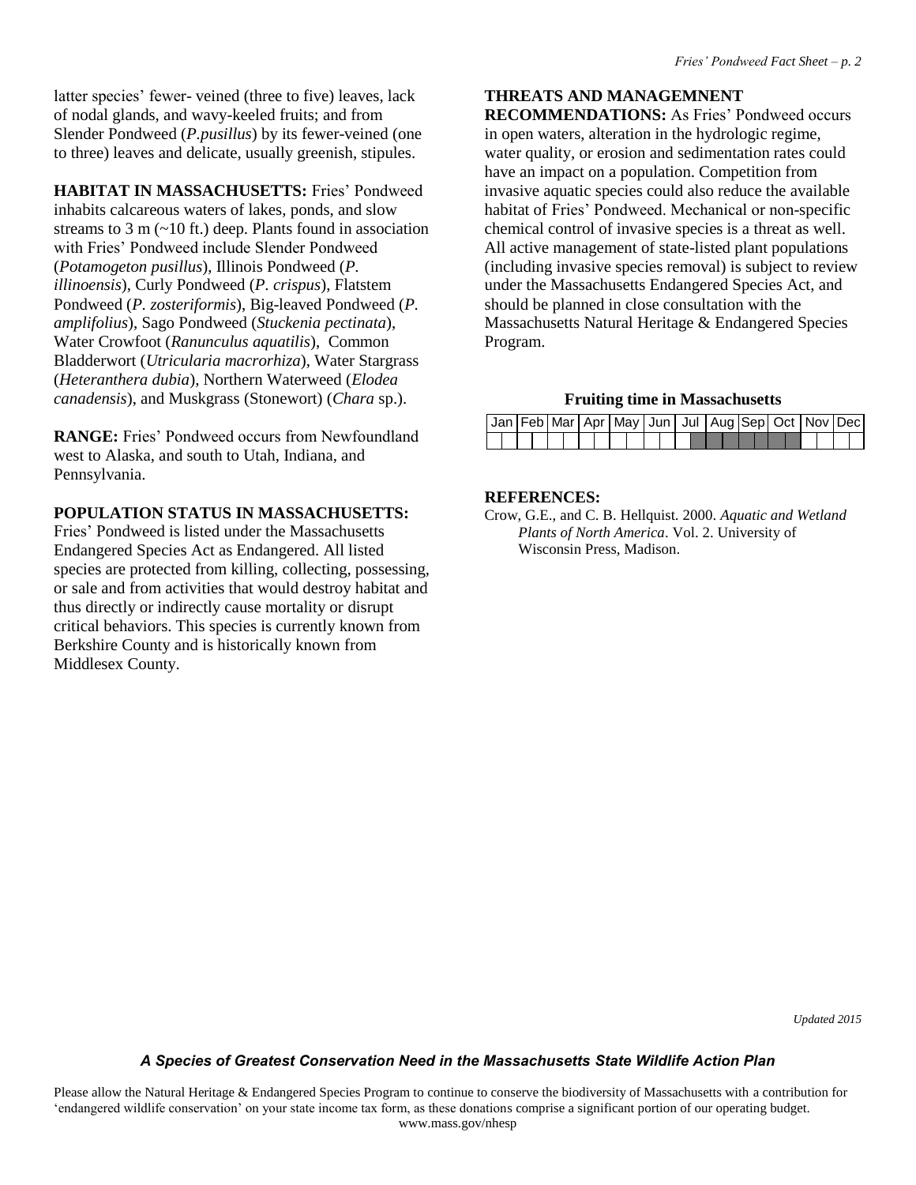latter species' fewer- veined (three to five) leaves, lack of nodal glands, and wavy-keeled fruits; and from Slender Pondweed (*P.pusillus*) by its fewer-veined (one to three) leaves and delicate, usually greenish, stipules.

**HABITAT IN MASSACHUSETTS:** Fries' Pondweed inhabits calcareous waters of lakes, ponds, and slow streams to 3 m (~10 ft.) deep. Plants found in association with Fries' Pondweed include Slender Pondweed (*Potamogeton pusillus*), Illinois Pondweed (*P. illinoensis*), Curly Pondweed (*P. crispus*), Flatstem Pondweed (*P. zosteriformis*), Big-leaved Pondweed (*P. amplifolius*), Sago Pondweed (*Stuckenia pectinata*), Water Crowfoot (*Ranunculus aquatilis*), Common Bladderwort (*Utricularia macrorhiza*), Water Stargrass (*Heteranthera dubia*), Northern Waterweed (*Elodea canadensis*), and Muskgrass (Stonewort) (*Chara* sp.).

**RANGE:** Fries' Pondweed occurs from Newfoundland west to Alaska, and south to Utah, Indiana, and Pennsylvania.

**POPULATION STATUS IN MASSACHUSETTS:** Fries' Pondweed is listed under the Massachusetts Endangered Species Act as Endangered. All listed species are protected from killing, collecting, possessing, or sale and from activities that would destroy habitat and thus directly or indirectly cause mortality or disrupt critical behaviors. This species is currently known from Berkshire County and is historically known from Middlesex County.

**THREATS AND MANAGEMNENT RECOMMENDATIONS:** As Fries' Pondweed occurs in open waters, alteration in the hydrologic regime, water quality, or erosion and sedimentation rates could have an impact on a population. Competition from invasive aquatic species could also reduce the available habitat of Fries' Pondweed. Mechanical or non-specific chemical control of invasive species is a threat as well. All active management of state-listed plant populations (including invasive species removal) is subject to review under the Massachusetts Endangered Species Act, and should be planned in close consultation with the Massachusetts Natural Heritage & Endangered Species Program.

**Fruiting time in Massachusetts**

Jan Feb Mar Apr May Jun Jul Aug Sep Oct Nov Dec

**REFERENCES:**

Crow, G.E., and C. B. Hellquist. 2000. *Aquatic and Wetland Plants of North America*. Vol. 2. University of Wisconsin Press, Madison.

*Updated 2015*

***A Species of Greatest Conservation Need in the Massachusetts State Wildlife Action Plan***

Please allow the Natural Heritage & Endangered Species Program to continue to conserve the biodiversity of Massachusetts with a contribution for 'endangered wildlife conservation' on your state income tax form, as these donations comprise a significant portion of our operating budget. www.mass.gov/nhesp